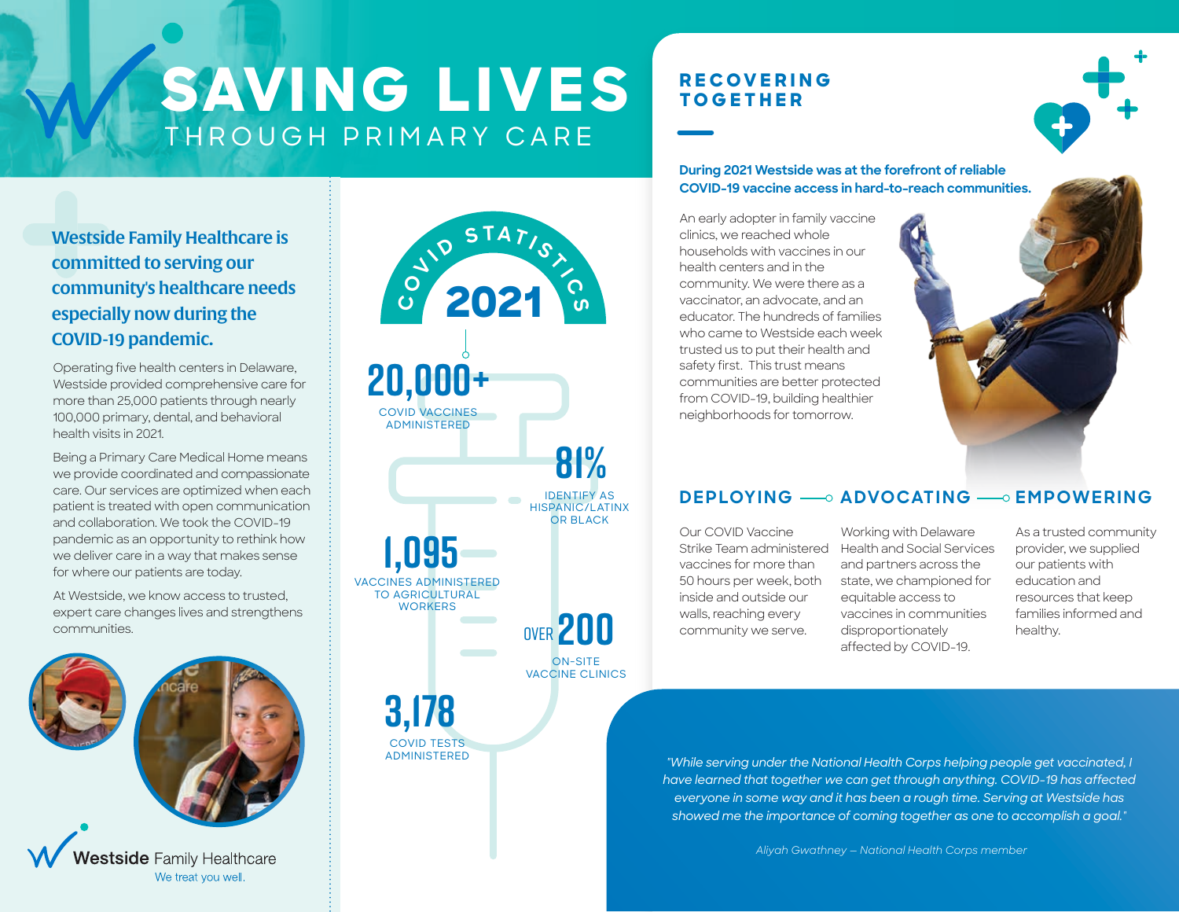# SAVING LIVES

## THROUGH PRIMARY CARE

**Westside Family Healthcare is committed to serving our community's healthcare needs especially now during the COVID-19 pandemic.**

Operating five health centers in Delaware, Westside provided comprehensive care for more than 25,000 patients through nearly 100,000 primary, dental, and behavioral health visits in 2021.

Being a Primary Care Medical Home means we provide coordinated and compassionate care. Our services are optimized when each patient is treated with open communication and collaboration. We took the COVID-19 pandemic as an opportunity to rethink how we deliver care in a way that makes sense for where our patients are today.

At Westside, we know access to trusted, expert care changes lives and strengthens communities.

Westside Family Healthcare
We treat you well.

## COVID STATISTICS 2021

**20,000+**
COVID VACCINES ADMINISTERED

**81%**
IDENTIFY AS HISPANIC/LATINX OR BLACK

**1,095**
VACCINES ADMINISTERED TO AGRICULTURAL WORKERS

**OVER 200**
ON-SITE VACCINE CLINICS

**3,178**
COVID TESTS ADMINISTERED

## RECOVERING TOGETHER

**During 2021 Westside was at the forefront of reliable COVID-19 vaccine access in hard-to-reach communities.**

An early adopter in family vaccine clinics, we reached whole households with vaccines in our health centers and in the community. We were there as a vaccinator, an advocate, and an educator. The hundreds of families who came to Westside each week trusted us to put their health and safety first. This trust means communities are better protected from COVID-19, building healthier neighborhoods for tomorrow.

### DEPLOYING

Our COVID Vaccine Strike Team administered vaccines for more than 50 hours per week, both inside and outside our walls, reaching every community we serve.

### ADVOCATING

Working with Delaware Health and Social Services and partners across the state, we championed for equitable access to vaccines in communities disproportionately affected by COVID-19.

### EMPOWERING

As a trusted community provider, we supplied our patients with education and resources that keep families informed and healthy.

*"While serving under the National Health Corps helping people get vaccinated, I have learned that together we can get through anything. COVID-19 has affected everyone in some way and it has been a rough time. Serving at Westside has showed me the importance of coming together as one to accomplish a goal."*

*Aliyah Gwathney – National Health Corps member*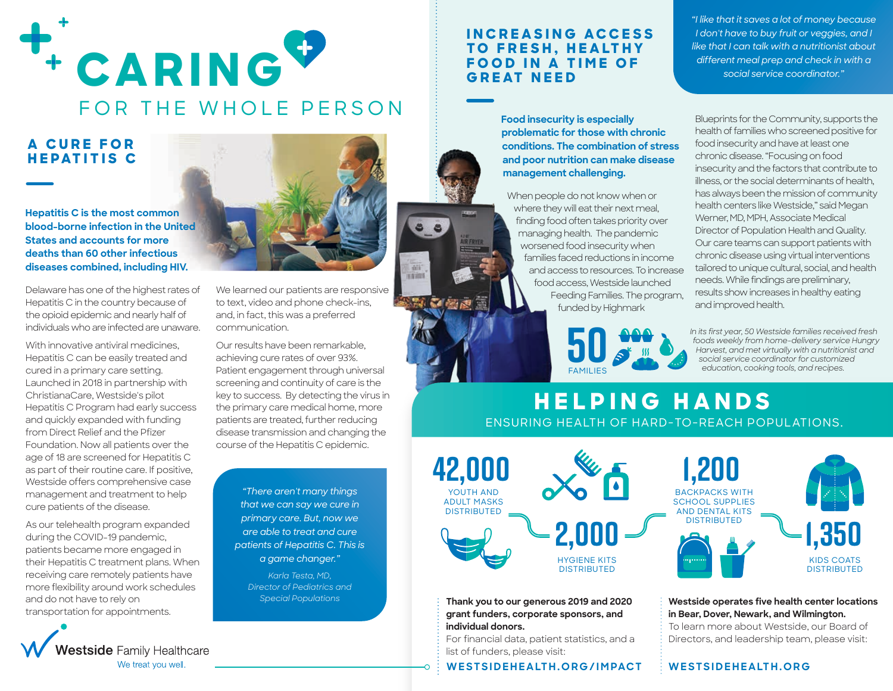# CARING

## FOR THE WHOLE PERSON

### A CURE FOR HEPATITIS C

**Hepatitis C is the most common blood-borne infection in the United States and accounts for more deaths than 60 other infectious diseases combined, including HIV.**

Delaware has one of the highest rates of Hepatitis C in the country because of the opioid epidemic and nearly half of individuals who are infected are unaware.

With innovative antiviral medicines, Hepatitis C can be easily treated and cured in a primary care setting. Launched in 2018 in partnership with ChristianaCare, Westside's pilot Hepatitis C Program had early success and quickly expanded with funding from Direct Relief and the Pfizer Foundation. Now all patients over the age of 18 are screened for Hepatitis C as part of their routine care. If positive, Westside offers comprehensive case management and treatment to help cure patients of the disease.

As our telehealth program expanded during the COVID-19 pandemic, patients became more engaged in their Hepatitis C treatment plans. When receiving care remotely patients have more flexibility around work schedules and do not have to rely on transportation for appointments.

We learned our patients are responsive to text, video and phone check-ins, and, in fact, this was a preferred communication.

Our results have been remarkable, achieving cure rates of over 93%. Patient engagement through universal screening and continuity of care is the key to success. By detecting the virus in the primary care medical home, more patients are treated, further reducing disease transmission and changing the course of the Hepatitis C epidemic.

*"There aren't many things that we can say we cure in primary care. But, now we are able to treat and cure patients of Hepatitis C. This is a game changer."*

*Karla Testa, MD, Director of Pediatrics and Special Populations*

Westside Family Healthcare
We treat you well.

### INCREASING ACCESS TO FRESH, HEALTHY FOOD IN A TIME OF GREAT NEED

*"I like that it saves a lot of money because I don't have to buy fruit or veggies, and I like that I can talk with a nutritionist about different meal prep and check in with a social service coordinator."*

**Food insecurity is especially problematic for those with chronic conditions. The combination of stress and poor nutrition can make disease management challenging.**

When people do not know when or where they will eat their next meal, finding food often takes priority over managing health. The pandemic worsened food insecurity when families faced reductions in income and access to resources. To increase food access, Westside launched Feeding Families. The program, funded by Highmark Blueprints for the Community, supports the health of families who screened positive for food insecurity and have at least one chronic disease. "Focusing on food insecurity and the factors that contribute to illness, or the social determinants of health, has always been the mission of community health centers like Westside," said Megan Werner, MD, MPH, Associate Medical Director of Population Health and Quality. Our care teams can support patients with chronic disease using virtual interventions tailored to unique cultural, social, and health needs. While findings are preliminary, results show increases in healthy eating and improved health.

50 FAMILIES

*In its first year, 50 Westside families received fresh foods weekly from home-delivery service Hungry Harvest, and met virtually with a nutritionist and social service coordinator for customized education, cooking tools, and recipes.*

## HELPING HANDS

ENSURING HEALTH OF HARD-TO-REACH POPULATIONS.

42,000 YOUTH AND ADULT MASKS DISTRIBUTED

2,000 HYGIENE KITS DISTRIBUTED

1,200 BACKPACKS WITH SCHOOL SUPPLIES AND DENTAL KITS DISTRIBUTED

1,350 KIDS COATS DISTRIBUTED

**Thank you to our generous 2019 and 2020 grant funders, corporate sponsors, and individual donors.**
For financial data, patient statistics, and a list of funders, please visit:
**WESTSIDEHEALTH.ORG/IMPACT**

**Westside operates five health center locations in Bear, Dover, Newark, and Wilmington.**
To learn more about Westside, our Board of Directors, and leadership team, please visit:
**WESTSIDEHEALTH.ORG**